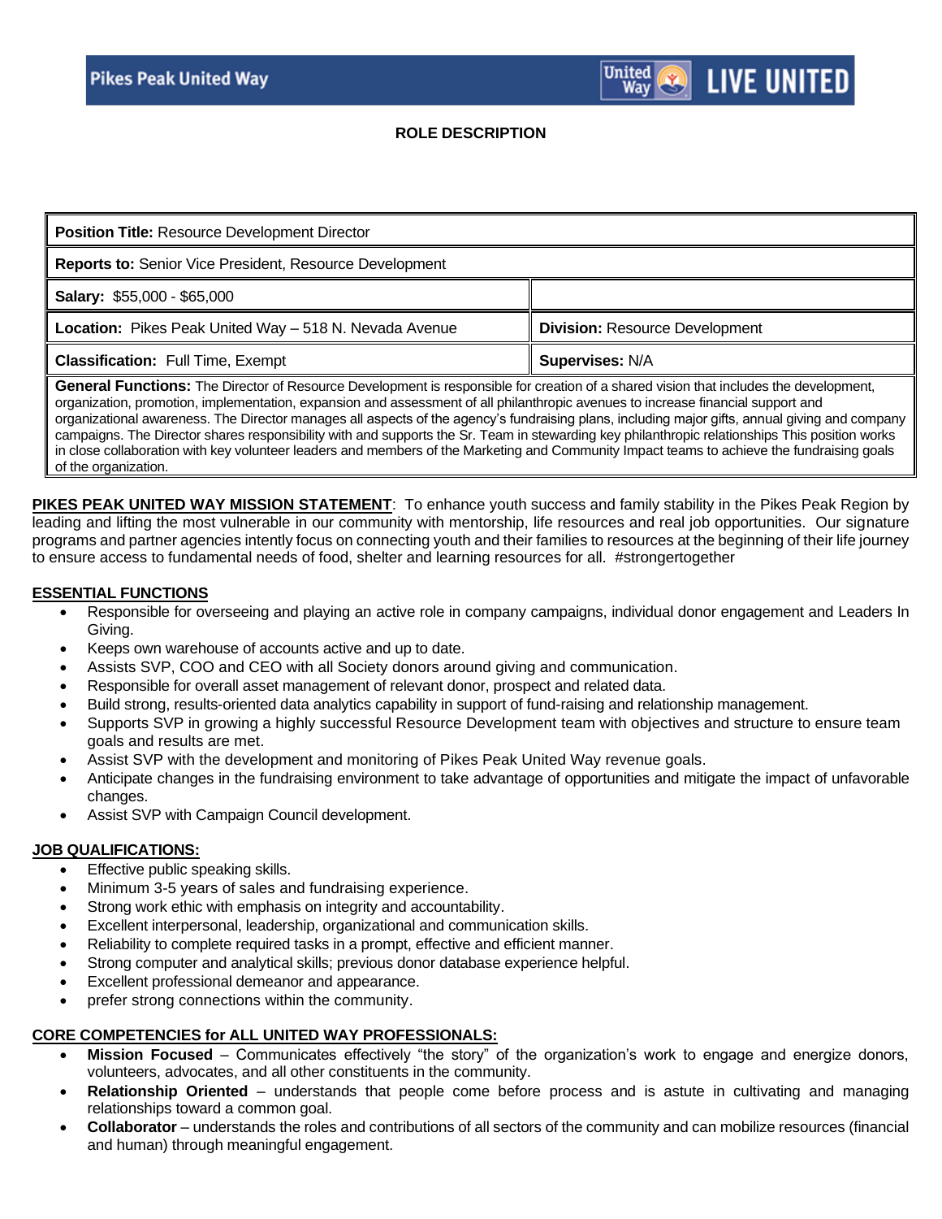Pikes Peak United Way

LIVE UNITED

# ROLE DESCRIPTION

| | |
|---|---|
| **Position Title:** Resource Development Director | |
| **Reports to:** Senior Vice President, Resource Development | |
| **Salary:** $55,000 - $65,000 | |
| **Location:** Pikes Peak United Way – 518 N. Nevada Avenue | **Division:** Resource Development |
| **Classification:** Full Time, Exempt | **Supervises:** N/A |
| **General Functions:** The Director of Resource Development is responsible for creation of a shared vision that includes the development, organization, promotion, implementation, expansion and assessment of all philanthropic avenues to increase financial support and organizational awareness. The Director manages all aspects of the agency's fundraising plans, including major gifts, annual giving and company campaigns. The Director shares responsibility with and supports the Sr. Team in stewarding key philanthropic relationships This position works in close collaboration with key volunteer leaders and members of the Marketing and Community Impact teams to achieve the fundraising goals of the organization. | |

**PIKES PEAK UNITED WAY MISSION STATEMENT**: To enhance youth success and family stability in the Pikes Peak Region by leading and lifting the most vulnerable in our community with mentorship, life resources and real job opportunities. Our signature programs and partner agencies intently focus on connecting youth and their families to resources at the beginning of their life journey to ensure access to fundamental needs of food, shelter and learning resources for all. #strongertogether

## ESSENTIAL FUNCTIONS

- Responsible for overseeing and playing an active role in company campaigns, individual donor engagement and Leaders In Giving.
- Keeps own warehouse of accounts active and up to date.
- Assists SVP, COO and CEO with all Society donors around giving and communication.
- Responsible for overall asset management of relevant donor, prospect and related data.
- Build strong, results-oriented data analytics capability in support of fund-raising and relationship management.
- Supports SVP in growing a highly successful Resource Development team with objectives and structure to ensure team goals and results are met.
- Assist SVP with the development and monitoring of Pikes Peak United Way revenue goals.
- Anticipate changes in the fundraising environment to take advantage of opportunities and mitigate the impact of unfavorable changes.
- Assist SVP with Campaign Council development.

## JOB QUALIFICATIONS:

- Effective public speaking skills.
- Minimum 3-5 years of sales and fundraising experience.
- Strong work ethic with emphasis on integrity and accountability.
- Excellent interpersonal, leadership, organizational and communication skills.
- Reliability to complete required tasks in a prompt, effective and efficient manner.
- Strong computer and analytical skills; previous donor database experience helpful.
- Excellent professional demeanor and appearance.
- prefer strong connections within the community.

## CORE COMPETENCIES for ALL UNITED WAY PROFESSIONALS:

- **Mission Focused** – Communicates effectively "the story" of the organization's work to engage and energize donors, volunteers, advocates, and all other constituents in the community.
- **Relationship Oriented** – understands that people come before process and is astute in cultivating and managing relationships toward a common goal.
- **Collaborator** – understands the roles and contributions of all sectors of the community and can mobilize resources (financial and human) through meaningful engagement.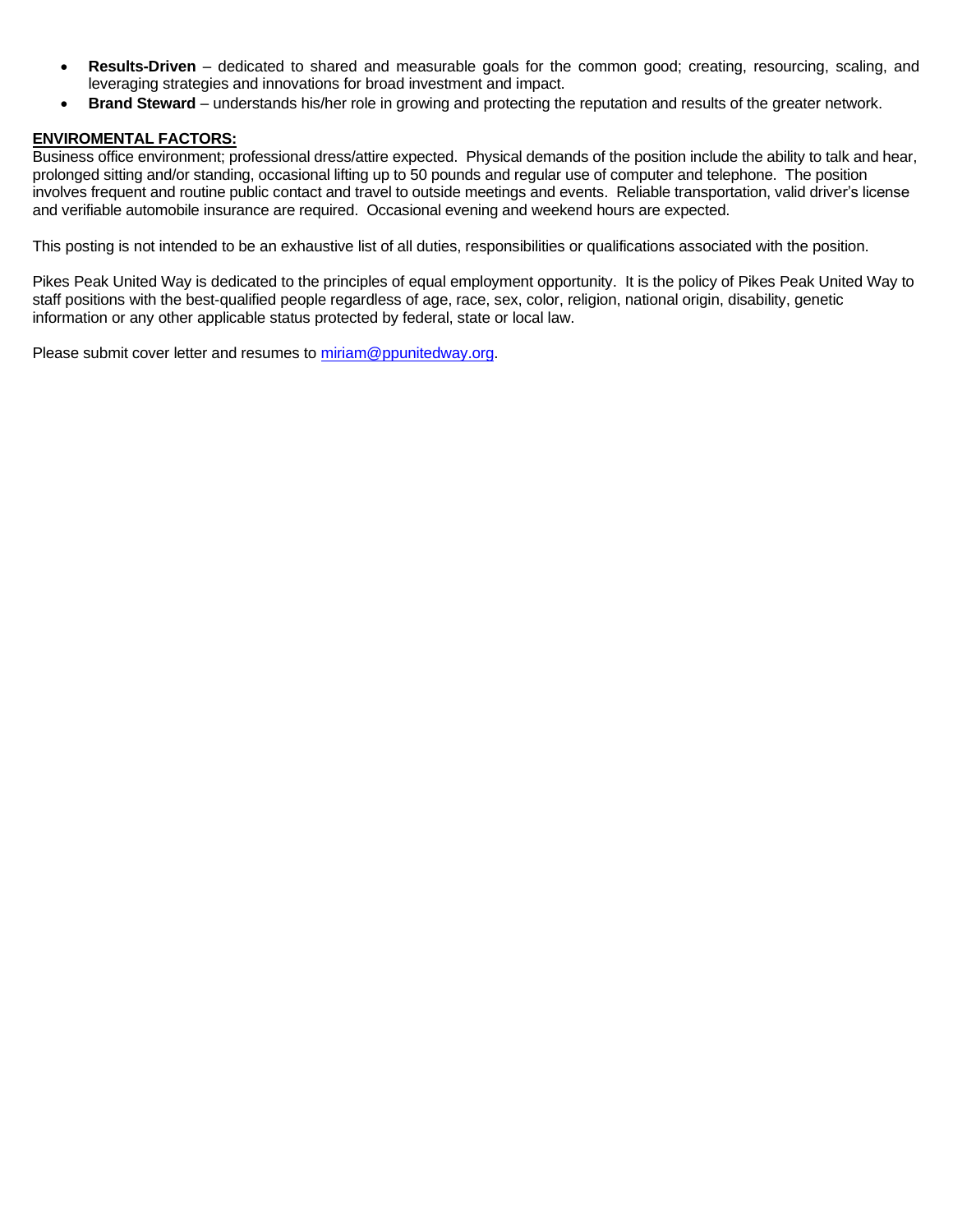- **Results-Driven** – dedicated to shared and measurable goals for the common good; creating, resourcing, scaling, and leveraging strategies and innovations for broad investment and impact.
- **Brand Steward** – understands his/her role in growing and protecting the reputation and results of the greater network.

**ENVIROMENTAL FACTORS:**

Business office environment; professional dress/attire expected. Physical demands of the position include the ability to talk and hear, prolonged sitting and/or standing, occasional lifting up to 50 pounds and regular use of computer and telephone. The position involves frequent and routine public contact and travel to outside meetings and events. Reliable transportation, valid driver's license and verifiable automobile insurance are required. Occasional evening and weekend hours are expected.

This posting is not intended to be an exhaustive list of all duties, responsibilities or qualifications associated with the position.

Pikes Peak United Way is dedicated to the principles of equal employment opportunity. It is the policy of Pikes Peak United Way to staff positions with the best-qualified people regardless of age, race, sex, color, religion, national origin, disability, genetic information or any other applicable status protected by federal, state or local law.

Please submit cover letter and resumes to miriam@ppunitedway.org.